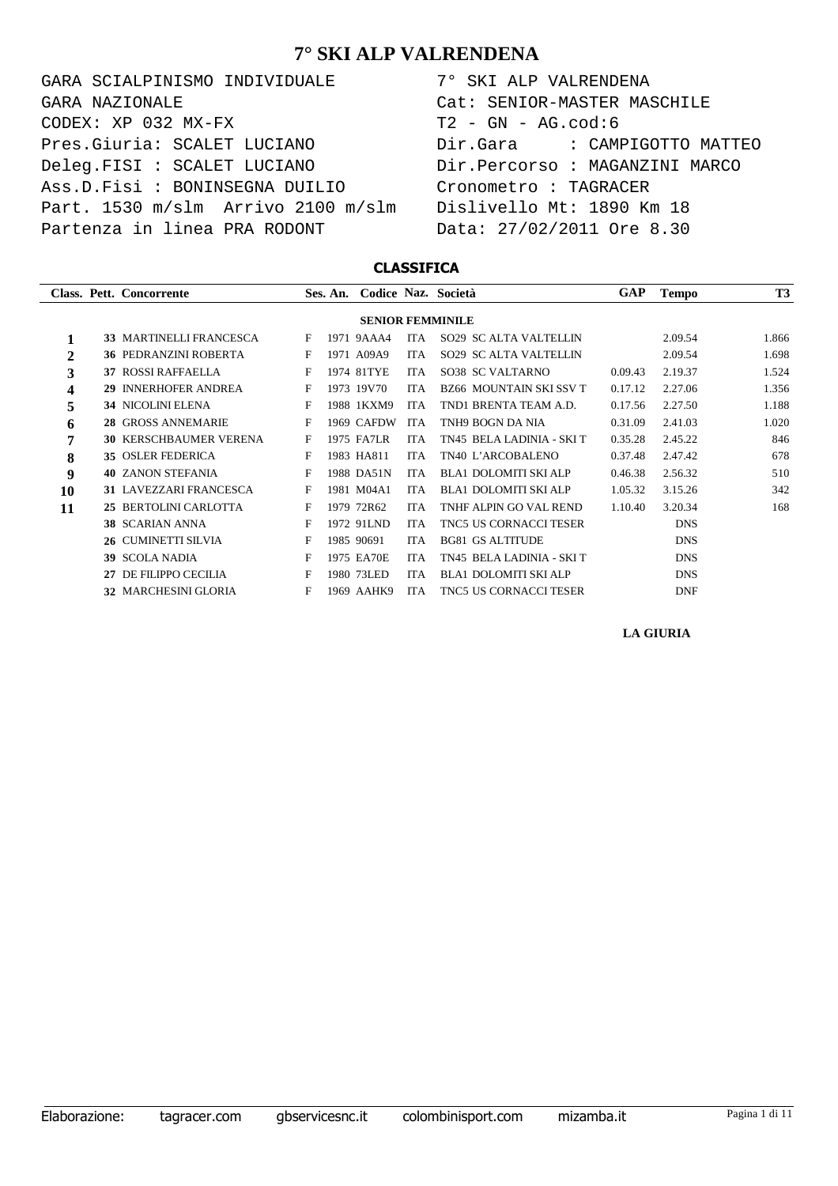# 7° SKI ALP VALRENDENA

GARA SCIALPINISMO INDIVIDUALE
GARA NAZIONALE
CODEX: XP 032 MX-FX
Pres.Giuria: SCALET LUCIANO
Deleg.FISI : SCALET LUCIANO
Ass.D.Fisi : BONINSEGNA DUILIO
Part. 1530 m/slm Arrivo 2100 m/slm
Partenza in linea PRA RODONT

7° SKI ALP VALRENDENA
Cat: SENIOR-MASTER MASCHILE
T2 - GN - AG.cod:6
Dir.Gara : CAMPIGOTTO MATTEO
Dir.Percorso : MAGANZINI MARCO
Cronometro : TAGRACER
Dislivello Mt: 1890 Km 18
Data: 27/02/2011 Ore 8.30

## CLASSIFICA

| Class. | Pett. | Concorrente | Ses. | An. | Codice | Naz. | Società | GAP | Tempo | T3 |
|---|---|---|---|---|---|---|---|---|---|---|
| | | **SENIOR FEMMINILE** | | | | | | | | |
| 1 | 33 | MARTINELLI FRANCESCA | F | 1971 | 9AAA4 | ITA | SO29 SC ALTA VALTELLIN | | 2.09.54 | 1.866 |
| 2 | 36 | PEDRANZINI ROBERTA | F | 1971 | A09A9 | ITA | SO29 SC ALTA VALTELLIN | | 2.09.54 | 1.698 |
| 3 | 37 | ROSSI RAFFAELLA | F | 1974 | 81TYE | ITA | SO38 SC VALTARNO | 0.09.43 | 2.19.37 | 1.524 |
| 4 | 29 | INNERHOFER ANDREA | F | 1973 | 19V70 | ITA | BZ66 MOUNTAIN SKI SSV T | 0.17.12 | 2.27.06 | 1.356 |
| 5 | 34 | NICOLINI ELENA | F | 1988 | 1KXM9 | ITA | TND1 BRENTA TEAM A.D. | 0.17.56 | 2.27.50 | 1.188 |
| 6 | 28 | GROSS ANNEMARIE | F | 1969 | CAFDW | ITA | TNH9 BOGN DA NIA | 0.31.09 | 2.41.03 | 1.020 |
| 7 | 30 | KERSCHBAUMER VERENA | F | 1975 | FA7LR | ITA | TN45 BELA LADINIA - SKI T | 0.35.28 | 2.45.22 | 846 |
| 8 | 35 | OSLER FEDERICA | F | 1983 | HA811 | ITA | TN40 L'ARCOBALENO | 0.37.48 | 2.47.42 | 678 |
| 9 | 40 | ZANON STEFANIA | F | 1988 | DA51N | ITA | BLA1 DOLOMITI SKI ALP | 0.46.38 | 2.56.32 | 510 |
| 10 | 31 | LAVEZZARI FRANCESCA | F | 1981 | M04A1 | ITA | BLA1 DOLOMITI SKI ALP | 1.05.32 | 3.15.26 | 342 |
| 11 | 25 | BERTOLINI CARLOTTA | F | 1979 | 72R62 | ITA | TNHF ALPIN GO VAL REND | 1.10.40 | 3.20.34 | 168 |
| | 38 | SCARIAN ANNA | F | 1972 | 91LND | ITA | TNC5 US CORNACCI TESER | | DNS | |
| | 26 | CUMINETTI SILVIA | F | 1985 | 90691 | ITA | BG81 GS ALTITUDE | | DNS | |
| | 39 | SCOLA NADIA | F | 1975 | EA70E | ITA | TN45 BELA LADINIA - SKI T | | DNS | |
| | 27 | DE FILIPPO CECILIA | F | 1980 | 73LED | ITA | BLA1 DOLOMITI SKI ALP | | DNS | |
| | 32 | MARCHESINI GLORIA | F | 1969 | AAHK9 | ITA | TNC5 US CORNACCI TESER | | DNF | |

**LA GIURIA**

Elaborazione: tagracer.com gbservicesnc.it colombinisport.com mizamba.it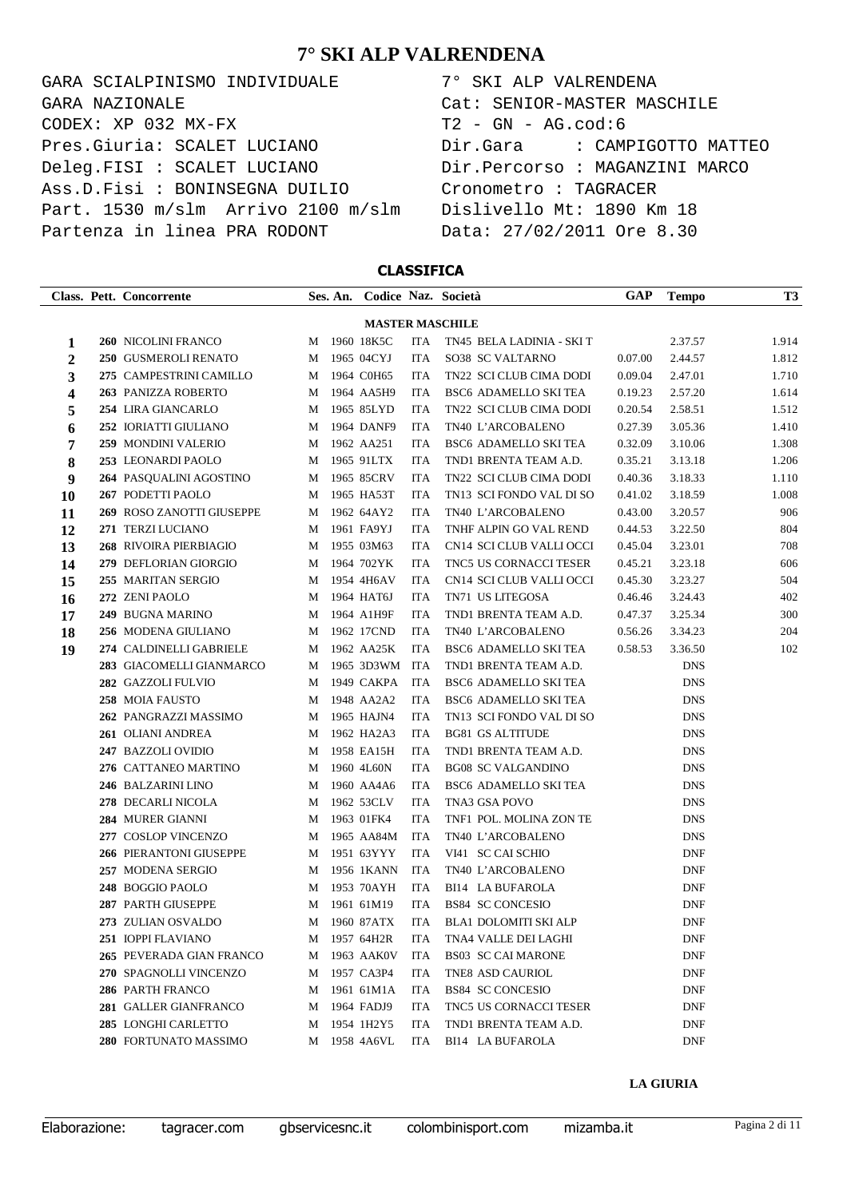# 7° SKI ALP VALRENDENA

GARA SCIALPINISMO INDIVIDUALE
GARA NAZIONALE
CODEX: XP 032 MX-FX
Pres.Giuria: SCALET LUCIANO
Deleg.FISI : SCALET LUCIANO
Ass.D.Fisi : BONINSEGNA DUILIO
Part. 1530 m/slm Arrivo 2100 m/slm
Partenza in linea PRA RODONT

7° SKI ALP VALRENDENA
Cat: SENIOR-MASTER MASCHILE
T2 - GN - AG.cod:6
Dir.Gara : CAMPIGOTTO MATTEO
Dir.Percorso : MAGANZINI MARCO
Cronometro : TAGRACER
Dislivello Mt: 1890 Km 18
Data: 27/02/2011 Ore 8.30

## CLASSIFICA

| Class. | Pett. | Concorrente | Ses. | An. | Codice | Naz. | Società | GAP | Tempo | T3 |
|---|---|---|---|---|---|---|---|---|---|---|
| | | **MASTER MASCHILE** | | | | | | | | |
| 1 | 260 | NICOLINI FRANCO | M | 1960 | 18K5C | ITA | TN45 BELA LADINIA - SKI T | | 2.37.57 | 1.914 |
| 2 | 250 | GUSMEROLI RENATO | M | 1965 | 04CYJ | ITA | SO38 SC VALTARNO | 0.07.00 | 2.44.57 | 1.812 |
| 3 | 275 | CAMPESTRINI CAMILLO | M | 1964 | C0H65 | ITA | TN22 SCI CLUB CIMA DODI | 0.09.04 | 2.47.01 | 1.710 |
| 4 | 263 | PANIZZA ROBERTO | M | 1964 | AA5H9 | ITA | BSC6 ADAMELLO SKI TEA | 0.19.23 | 2.57.20 | 1.614 |
| 5 | 254 | LIRA GIANCARLO | M | 1965 | 85LYD | ITA | TN22 SCI CLUB CIMA DODI | 0.20.54 | 2.58.51 | 1.512 |
| 6 | 252 | IORIATTI GIULIANO | M | 1964 | DANF9 | ITA | TN40 L'ARCOBALENO | 0.27.39 | 3.05.36 | 1.410 |
| 7 | 259 | MONDINI VALERIO | M | 1962 | AA251 | ITA | BSC6 ADAMELLO SKI TEA | 0.32.09 | 3.10.06 | 1.308 |
| 8 | 253 | LEONARDI PAOLO | M | 1965 | 91LTX | ITA | TND1 BRENTA TEAM A.D. | 0.35.21 | 3.13.18 | 1.206 |
| 9 | 264 | PASQUALINI AGOSTINO | M | 1965 | 85CRV | ITA | TN22 SCI CLUB CIMA DODI | 0.40.36 | 3.18.33 | 1.110 |
| 10 | 267 | PODETTI PAOLO | M | 1965 | HA53T | ITA | TN13 SCI FONDO VAL DI SO | 0.41.02 | 3.18.59 | 1.008 |
| 11 | 269 | ROSO ZANOTTI GIUSEPPE | M | 1962 | 64AY2 | ITA | TN40 L'ARCOBALENO | 0.43.00 | 3.20.57 | 906 |
| 12 | 271 | TERZI LUCIANO | M | 1961 | FA9YJ | ITA | TNHF ALPIN GO VAL REND | 0.44.53 | 3.22.50 | 804 |
| 13 | 268 | RIVOIRA PIERBIAGIO | M | 1955 | 03M63 | ITA | CN14 SCI CLUB VALLI OCCI | 0.45.04 | 3.23.01 | 708 |
| 14 | 279 | DEFLORIAN GIORGIO | M | 1964 | 702YK | ITA | TNC5 US CORNACCI TESER | 0.45.21 | 3.23.18 | 606 |
| 15 | 255 | MARITAN SERGIO | M | 1954 | 4H6AV | ITA | CN14 SCI CLUB VALLI OCCI | 0.45.30 | 3.23.27 | 504 |
| 16 | 272 | ZENI PAOLO | M | 1964 | HAT6J | ITA | TN71 US LITEGOSA | 0.46.46 | 3.24.43 | 402 |
| 17 | 249 | BUGNA MARINO | M | 1964 | A1H9F | ITA | TND1 BRENTA TEAM A.D. | 0.47.37 | 3.25.34 | 300 |
| 18 | 256 | MODENA GIULIANO | M | 1962 | 17CND | ITA | TN40 L'ARCOBALENO | 0.56.26 | 3.34.23 | 204 |
| 19 | 274 | CALDINELLI GABRIELE | M | 1962 | AA25K | ITA | BSC6 ADAMELLO SKI TEA | 0.58.53 | 3.36.50 | 102 |
| | 283 | GIACOMELLI GIANMARCO | M | 1965 | 3D3WM | ITA | TND1 BRENTA TEAM A.D. | | DNS | |
| | 282 | GAZZOLI FULVIO | M | 1949 | CAKPA | ITA | BSC6 ADAMELLO SKI TEA | | DNS | |
| | 258 | MOIA FAUSTO | M | 1948 | AA2A2 | ITA | BSC6 ADAMELLO SKI TEA | | DNS | |
| | 262 | PANGRAZZI MASSIMO | M | 1965 | HAJN4 | ITA | TN13 SCI FONDO VAL DI SO | | DNS | |
| | 261 | OLIANI ANDREA | M | 1962 | HA2A3 | ITA | BG81 GS ALTITUDE | | DNS | |
| | 247 | BAZZOLI OVIDIO | M | 1958 | EA15H | ITA | TND1 BRENTA TEAM A.D. | | DNS | |
| | 276 | CATTANEO MARTINO | M | 1960 | 4L60N | ITA | BG08 SC VALGANDINO | | DNS | |
| | 246 | BALZARINI LINO | M | 1960 | AA4A6 | ITA | BSC6 ADAMELLO SKI TEA | | DNS | |
| | 278 | DECARLI NICOLA | M | 1962 | 53CLV | ITA | TNA3 GSA POVO | | DNS | |
| | 284 | MURER GIANNI | M | 1963 | 01FK4 | ITA | TNF1 POL. MOLINA ZON TE | | DNS | |
| | 277 | COSLOP VINCENZO | M | 1965 | AA84M | ITA | TN40 L'ARCOBALENO | | DNS | |
| | 266 | PIERANTONI GIUSEPPE | M | 1951 | 63YYY | ITA | VI41 SC CAI SCHIO | | DNF | |
| | 257 | MODENA SERGIO | M | 1956 | 1KANN | ITA | TN40 L'ARCOBALENO | | DNF | |
| | 248 | BOGGIO PAOLO | M | 1953 | 70AYH | ITA | BI14 LA BUFAROLA | | DNF | |
| | 287 | PARTH GIUSEPPE | M | 1961 | 61M19 | ITA | BS84 SC CONCESIO | | DNF | |
| | 273 | ZULIAN OSVALDO | M | 1960 | 87ATX | ITA | BLA1 DOLOMITI SKI ALP | | DNF | |
| | 251 | IOPPI FLAVIANO | M | 1957 | 64H2R | ITA | TNA4 VALLE DEI LAGHI | | DNF | |
| | 265 | PEVERADA GIAN FRANCO | M | 1963 | AAK0V | ITA | BS03 SC CAI MARONE | | DNF | |
| | 270 | SPAGNOLLI VINCENZO | M | 1957 | CA3P4 | ITA | TNE8 ASD CAURIOL | | DNF | |
| | 286 | PARTH FRANCO | M | 1961 | 61M1A | ITA | BS84 SC CONCESIO | | DNF | |
| | 281 | GALLER GIANFRANCO | M | 1964 | FADJ9 | ITA | TNC5 US CORNACCI TESER | | DNF | |
| | 285 | LONGHI CARLETTO | M | 1954 | 1H2Y5 | ITA | TND1 BRENTA TEAM A.D. | | DNF | |
| | 280 | FORTUNATO MASSIMO | M | 1958 | 4A6VL | ITA | BI14 LA BUFAROLA | | DNF | |

**LA GIURIA**

Elaborazione: tagracer.com gbservicesnc.it colombinisport.com mizamba.it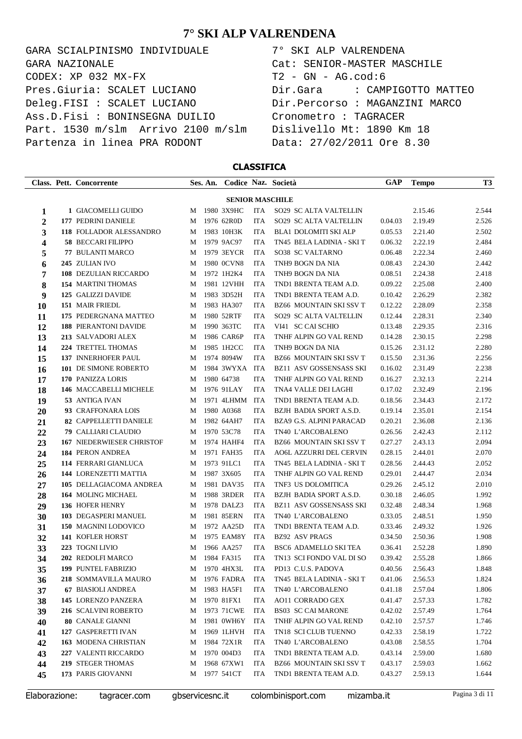# 7° SKI ALP VALRENDENA

```
GARA SCIALPINISMO INDIVIDUALE          7° SKI ALP VALRENDENA
GARA NAZIONALE                         Cat: SENIOR-MASTER MASCHILE
CODEX: XP 032 MX-FX                    T2 - GN - AG.cod:6
Pres.Giuria: SCALET LUCIANO            Dir.Gara     : CAMPIGOTTO MATTEO
Deleg.FISI : SCALET LUCIANO            Dir.Percorso : MAGANZINI MARCO
Ass.D.Fisi : BONINSEGNA DUILIO         Cronometro : TAGRACER
Part. 1530 m/slm  Arrivo 2100 m/slm    Dislivello Mt: 1890 Km 18
Partenza in linea PRA RODONT           Data: 27/02/2011 Ore 8.30
```

## CLASSIFICA

| Class. | Pett. | Concorrente | Ses. | An. | Codice | Naz. | Società | GAP | Tempo | T3 |
|---|---|---|---|---|---|---|---|---|---|---|
| | | **SENIOR MASCHILE** | | | | | | | | |
| 1 | 1 | GIACOMELLI GUIDO | M | 1980 | 3X9HC | ITA | SO29 SC ALTA VALTELLIN | | 2.15.46 | 2.544 |
| 2 | 177 | PEDRINI DANIELE | M | 1976 | 62R0D | ITA | SO29 SC ALTA VALTELLIN | 0.04.03 | 2.19.49 | 2.526 |
| 3 | 118 | FOLLADOR ALESSANDRO | M | 1983 | 10H3K | ITA | BLA1 DOLOMITI SKI ALP | 0.05.53 | 2.21.40 | 2.502 |
| 4 | 58 | BECCARI FILIPPO | M | 1979 | 9AC97 | ITA | TN45 BELA LADINIA - SKI T | 0.06.32 | 2.22.19 | 2.484 |
| 5 | 77 | BULANTI MARCO | M | 1979 | 3EYCR | ITA | SO38 SC VALTARNO | 0.06.48 | 2.22.34 | 2.460 |
| 6 | 245 | ZULIAN IVO | M | 1980 | 0CVN8 | ITA | TNH9 BOGN DA NIA | 0.08.43 | 2.24.30 | 2.442 |
| 7 | 108 | DEZULIAN RICCARDO | M | 1972 | 1H2K4 | ITA | TNH9 BOGN DA NIA | 0.08.51 | 2.24.38 | 2.418 |
| 8 | 154 | MARTINI THOMAS | M | 1981 | 12VHH | ITA | TND1 BRENTA TEAM A.D. | 0.09.22 | 2.25.08 | 2.400 |
| 9 | 125 | GALIZZI DAVIDE | M | 1983 | 3D52H | ITA | TND1 BRENTA TEAM A.D. | 0.10.42 | 2.26.29 | 2.382 |
| 10 | 151 | MAIR FRIEDL | M | 1983 | HA307 | ITA | BZ66 MOUNTAIN SKI SSV T | 0.12.22 | 2.28.09 | 2.358 |
| 11 | 175 | PEDERGNANA MATTEO | M | 1980 | 52RTF | ITA | SO29 SC ALTA VALTELLIN | 0.12.44 | 2.28.31 | 2.340 |
| 12 | 188 | PIERANTONI DAVIDE | M | 1990 | 363TC | ITA | VI41 SC CAI SCHIO | 0.13.48 | 2.29.35 | 2.316 |
| 13 | 213 | SALVADORI ALEX | M | 1986 | CAR6P | ITA | TNHF ALPIN GO VAL REND | 0.14.28 | 2.30.15 | 2.298 |
| 14 | 224 | TRETTEL THOMAS | M | 1985 | 1H2CC | ITA | TNH9 BOGN DA NIA | 0.15.26 | 2.31.12 | 2.280 |
| 15 | 137 | INNERHOFER PAUL | M | 1974 | 8094W | ITA | BZ66 MOUNTAIN SKI SSV T | 0.15.50 | 2.31.36 | 2.256 |
| 16 | 101 | DE SIMONE ROBERTO | M | 1984 | 3WYXA | ITA | BZ11 ASV GOSSENSASS SKI | 0.16.02 | 2.31.49 | 2.238 |
| 17 | 170 | PANIZZA LORIS | M | 1980 | 64738 | ITA | TNHF ALPIN GO VAL REND | 0.16.27 | 2.32.13 | 2.214 |
| 18 | 146 | MACCABELLI MICHELE | M | 1976 | 91LAY | ITA | TNA4 VALLE DEI LAGHI | 0.17.02 | 2.32.49 | 2.196 |
| 19 | 53 | ANTIGA IVAN | M | 1971 | 4LHMM | ITA | TND1 BRENTA TEAM A.D. | 0.18.56 | 2.34.43 | 2.172 |
| 20 | 93 | CRAFFONARA LOIS | M | 1980 | A0368 | ITA | BZJH BADIA SPORT A.S.D. | 0.19.14 | 2.35.01 | 2.154 |
| 21 | 82 | CAPPELLETTI DANIELE | M | 1982 | 64AH7 | ITA | BZA9 G.S. ALPINI PARACAD | 0.20.21 | 2.36.08 | 2.136 |
| 22 | 79 | CALLIARI CLAUDIO | M | 1970 | 53C78 | ITA | TN40 L'ARCOBALENO | 0.26.56 | 2.42.43 | 2.112 |
| 23 | 167 | NIEDERWIESER CHRISTOF | M | 1974 | HAHF4 | ITA | BZ66 MOUNTAIN SKI SSV T | 0.27.27 | 2.43.13 | 2.094 |
| 24 | 184 | PERON ANDREA | M | 1971 | FAH35 | ITA | AO6L AZZURRI DEL CERVIN | 0.28.15 | 2.44.01 | 2.070 |
| 25 | 114 | FERRARI GIANLUCA | M | 1973 | 91LC1 | ITA | TN45 BELA LADINIA - SKI T | 0.28.56 | 2.44.43 | 2.052 |
| 26 | 144 | LORENZETTI MATTIA | M | 1987 | 3X605 | ITA | TNHF ALPIN GO VAL REND | 0.29.01 | 2.44.47 | 2.034 |
| 27 | 105 | DELLAGIACOMA ANDREA | M | 1981 | DAV35 | ITA | TNF3 US DOLOMITICA | 0.29.26 | 2.45.12 | 2.010 |
| 28 | 164 | MOLING MICHAEL | M | 1988 | 3RDER | ITA | BZJH BADIA SPORT A.S.D. | 0.30.18 | 2.46.05 | 1.992 |
| 29 | 136 | HOFER HENRY | M | 1978 | DALZ3 | ITA | BZ11 ASV GOSSENSASS SKI | 0.32.48 | 2.48.34 | 1.968 |
| 30 | 103 | DEGASPERI MANUEL | M | 1981 | 85ERN | ITA | TN40 L'ARCOBALENO | 0.33.05 | 2.48.51 | 1.950 |
| 31 | 150 | MAGNINI LODOVICO | M | 1972 | AA25D | ITA | TND1 BRENTA TEAM A.D. | 0.33.46 | 2.49.32 | 1.926 |
| 32 | 141 | KOFLER HORST | M | 1975 | EAM8Y | ITA | BZ92 ASV PRAGS | 0.34.50 | 2.50.36 | 1.908 |
| 33 | 223 | TOGNI LIVIO | M | 1966 | AA257 | ITA | BSC6 ADAMELLO SKI TEA | 0.36.41 | 2.52.28 | 1.890 |
| 34 | 202 | REDOLFI MARCO | M | 1984 | FA315 | ITA | TN13 SCI FONDO VAL DI SO | 0.39.42 | 2.55.28 | 1.866 |
| 35 | 199 | PUNTEL FABRIZIO | M | 1970 | 4HX3L | ITA | PD13 C.U.S. PADOVA | 0.40.56 | 2.56.43 | 1.848 |
| 36 | 218 | SOMMAVILLA MAURO | M | 1976 | FADRA | ITA | TN45 BELA LADINIA - SKI T | 0.41.06 | 2.56.53 | 1.824 |
| 37 | 67 | BIASIOLI ANDREA | M | 1983 | HA5F1 | ITA | TN40 L'ARCOBALENO | 0.41.18 | 2.57.04 | 1.806 |
| 38 | 145 | LORENZO PANZERA | M | 1970 | 81FX1 | ITA | AO11 CORRADO GEX | 0.41.47 | 2.57.33 | 1.782 |
| 39 | 216 | SCALVINI ROBERTO | M | 1973 | 71CWE | ITA | BS03 SC CAI MARONE | 0.42.02 | 2.57.49 | 1.764 |
| 40 | 80 | CANALE GIANNI | M | 1981 | 0WH6Y | ITA | TNHF ALPIN GO VAL REND | 0.42.10 | 2.57.57 | 1.746 |
| 41 | 127 | GASPERETTI IVAN | M | 1969 | 1LHVH | ITA | TN18 SCI CLUB TUENNO | 0.42.33 | 2.58.19 | 1.722 |
| 42 | 163 | MODENA CHRISTIAN | M | 1984 | 72X1R | ITA | TN40 L'ARCOBALENO | 0.43.08 | 2.58.55 | 1.704 |
| 43 | 227 | VALENTI RICCARDO | M | 1970 | 004D3 | ITA | TND1 BRENTA TEAM A.D. | 0.43.14 | 2.59.00 | 1.680 |
| 44 | 219 | STEGER THOMAS | M | 1968 | 67XW1 | ITA | BZ66 MOUNTAIN SKI SSV T | 0.43.17 | 2.59.03 | 1.662 |
| 45 | 173 | PARIS GIOVANNI | M | 1977 | 541CT | ITA | TND1 BRENTA TEAM A.D. | 0.43.27 | 2.59.13 | 1.644 |

Elaborazione: tagracer.com gbservicesnc.it colombinisport.com mizamba.it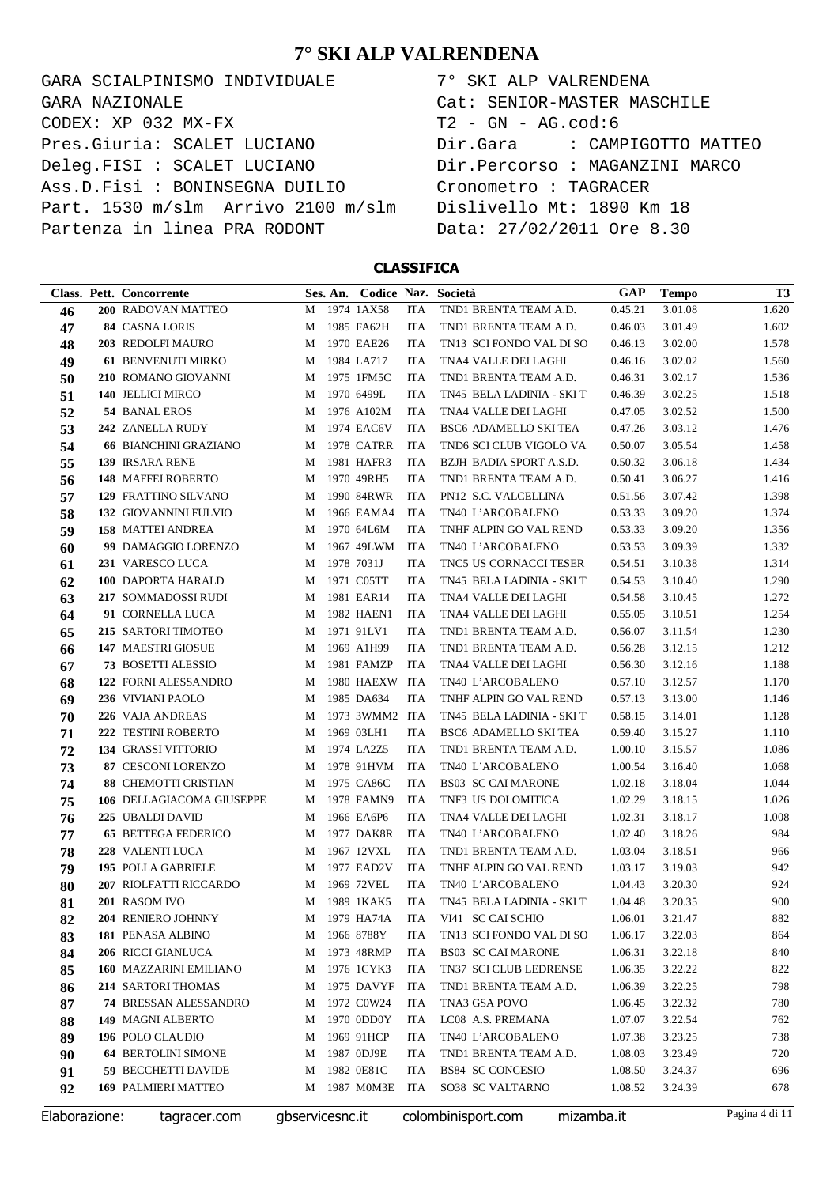# 7° SKI ALP VALRENDENA

GARA SCIALPINISMO INDIVIDUALE
GARA NAZIONALE
CODEX: XP 032 MX-FX
Pres.Giuria: SCALET LUCIANO
Deleg.FISI : SCALET LUCIANO
Ass.D.Fisi : BONINSEGNA DUILIO
Part. 1530 m/slm Arrivo 2100 m/slm
Partenza in linea PRA RODONT

7° SKI ALP VALRENDENA
Cat: SENIOR-MASTER MASCHILE
T2 - GN - AG.cod:6
Dir.Gara : CAMPIGOTTO MATTEO
Dir.Percorso : MAGANZINI MARCO
Cronometro : TAGRACER
Dislivello Mt: 1890 Km 18
Data: 27/02/2011 Ore 8.30

## CLASSIFICA

| Class. | Pett. | Concorrente | Ses. | An. | Codice | Naz. | Società | GAP | Tempo | T3 |
|---|---|---|---|---|---|---|---|---|---|---|
| 46 | 200 | RADOVAN MATTEO | M | 1974 | 1AX58 | ITA | TND1 BRENTA TEAM A.D. | 0.45.21 | 3.01.08 | 1.620 |
| 47 | 84 | CASNA LORIS | M | 1985 | FA62H | ITA | TND1 BRENTA TEAM A.D. | 0.46.03 | 3.01.49 | 1.602 |
| 48 | 203 | REDOLFI MAURO | M | 1970 | EAE26 | ITA | TN13 SCI FONDO VAL DI SO | 0.46.13 | 3.02.00 | 1.578 |
| 49 | 61 | BENVENUTI MIRKO | M | 1984 | LA717 | ITA | TNA4 VALLE DEI LAGHI | 0.46.16 | 3.02.02 | 1.560 |
| 50 | 210 | ROMANO GIOVANNI | M | 1975 | 1FM5C | ITA | TND1 BRENTA TEAM A.D. | 0.46.31 | 3.02.17 | 1.536 |
| 51 | 140 | JELLICI MIRCO | M | 1970 | 6499L | ITA | TN45 BELA LADINIA - SKI T | 0.46.39 | 3.02.25 | 1.518 |
| 52 | 54 | BANAL EROS | M | 1976 | A102M | ITA | TNA4 VALLE DEI LAGHI | 0.47.05 | 3.02.52 | 1.500 |
| 53 | 242 | ZANELLA RUDY | M | 1974 | EAC6V | ITA | BSC6 ADAMELLO SKI TEA | 0.47.26 | 3.03.12 | 1.476 |
| 54 | 66 | BIANCHINI GRAZIANO | M | 1978 | CATRR | ITA | TND6 SCI CLUB VIGOLO VA | 0.50.07 | 3.05.54 | 1.458 |
| 55 | 139 | IRSARA RENE | M | 1981 | HAFR3 | ITA | BZJH BADIA SPORT A.S.D. | 0.50.32 | 3.06.18 | 1.434 |
| 56 | 148 | MAFFEI ROBERTO | M | 1970 | 49RH5 | ITA | TND1 BRENTA TEAM A.D. | 0.50.41 | 3.06.27 | 1.416 |
| 57 | 129 | FRATTINO SILVANO | M | 1990 | 84RWR | ITA | PN12 S.C. VALCELLINA | 0.51.56 | 3.07.42 | 1.398 |
| 58 | 132 | GIOVANNINI FULVIO | M | 1966 | EAMA4 | ITA | TN40 L'ARCOBALENO | 0.53.33 | 3.09.20 | 1.374 |
| 59 | 158 | MATTEI ANDREA | M | 1970 | 64L6M | ITA | TNHF ALPIN GO VAL REND | 0.53.33 | 3.09.20 | 1.356 |
| 60 | 99 | DAMAGGIO LORENZO | M | 1967 | 49LWM | ITA | TN40 L'ARCOBALENO | 0.53.53 | 3.09.39 | 1.332 |
| 61 | 231 | VARESCO LUCA | M | 1978 | 7031J | ITA | TNC5 US CORNACCI TESER | 0.54.51 | 3.10.38 | 1.314 |
| 62 | 100 | DAPORTA HARALD | M | 1971 | C05TT | ITA | TN45 BELA LADINIA - SKI T | 0.54.53 | 3.10.40 | 1.290 |
| 63 | 217 | SOMMADOSSI RUDI | M | 1981 | EAR14 | ITA | TNA4 VALLE DEI LAGHI | 0.54.58 | 3.10.45 | 1.272 |
| 64 | 91 | CORNELLA LUCA | M | 1982 | HAEN1 | ITA | TNA4 VALLE DEI LAGHI | 0.55.05 | 3.10.51 | 1.254 |
| 65 | 215 | SARTORI TIMOTEO | M | 1971 | 91LV1 | ITA | TND1 BRENTA TEAM A.D. | 0.56.07 | 3.11.54 | 1.230 |
| 66 | 147 | MAESTRI GIOSUE | M | 1969 | A1H99 | ITA | TND1 BRENTA TEAM A.D. | 0.56.28 | 3.12.15 | 1.212 |
| 67 | 73 | BOSETTI ALESSIO | M | 1981 | FAMZP | ITA | TNA4 VALLE DEI LAGHI | 0.56.30 | 3.12.16 | 1.188 |
| 68 | 122 | FORNI ALESSANDRO | M | 1980 | HAEXW | ITA | TN40 L'ARCOBALENO | 0.57.10 | 3.12.57 | 1.170 |
| 69 | 236 | VIVIANI PAOLO | M | 1985 | DA634 | ITA | TNHF ALPIN GO VAL REND | 0.57.13 | 3.13.00 | 1.146 |
| 70 | 226 | VAJA ANDREAS | M | 1973 | 3WMM2 | ITA | TN45 BELA LADINIA - SKI T | 0.58.15 | 3.14.01 | 1.128 |
| 71 | 222 | TESTINI ROBERTO | M | 1969 | 03LH1 | ITA | BSC6 ADAMELLO SKI TEA | 0.59.40 | 3.15.27 | 1.110 |
| 72 | 134 | GRASSI VITTORIO | M | 1974 | LA2Z5 | ITA | TND1 BRENTA TEAM A.D. | 1.00.10 | 3.15.57 | 1.086 |
| 73 | 87 | CESCONI LORENZO | M | 1978 | 91HVM | ITA | TN40 L'ARCOBALENO | 1.00.54 | 3.16.40 | 1.068 |
| 74 | 88 | CHEMOTTI CRISTIAN | M | 1975 | CA86C | ITA | BS03 SC CAI MARONE | 1.02.18 | 3.18.04 | 1.044 |
| 75 | 106 | DELLAGIACOMA GIUSEPPE | M | 1978 | FAMN9 | ITA | TNF3 US DOLOMITICA | 1.02.29 | 3.18.15 | 1.026 |
| 76 | 225 | UBALDI DAVID | M | 1966 | EA6P6 | ITA | TNA4 VALLE DEI LAGHI | 1.02.31 | 3.18.17 | 1.008 |
| 77 | 65 | BETTEGA FEDERICO | M | 1977 | DAK8R | ITA | TN40 L'ARCOBALENO | 1.02.40 | 3.18.26 | 984 |
| 78 | 228 | VALENTI LUCA | M | 1967 | 12VXL | ITA | TND1 BRENTA TEAM A.D. | 1.03.04 | 3.18.51 | 966 |
| 79 | 195 | POLLA GABRIELE | M | 1977 | EAD2V | ITA | TNHF ALPIN GO VAL REND | 1.03.17 | 3.19.03 | 942 |
| 80 | 207 | RIOLFATTI RICCARDO | M | 1969 | 72VEL | ITA | TN40 L'ARCOBALENO | 1.04.43 | 3.20.30 | 924 |
| 81 | 201 | RASOM IVO | M | 1989 | 1KAK5 | ITA | TN45 BELA LADINIA - SKI T | 1.04.48 | 3.20.35 | 900 |
| 82 | 204 | RENIERO JOHNNY | M | 1979 | HA74A | ITA | VI41 SC CAI SCHIO | 1.06.01 | 3.21.47 | 882 |
| 83 | 181 | PENASA ALBINO | M | 1966 | 8788Y | ITA | TN13 SCI FONDO VAL DI SO | 1.06.17 | 3.22.03 | 864 |
| 84 | 206 | RICCI GIANLUCA | M | 1973 | 48RMP | ITA | BS03 SC CAI MARONE | 1.06.31 | 3.22.18 | 840 |
| 85 | 160 | MAZZARINI EMILIANO | M | 1976 | 1CYK3 | ITA | TN37 SCI CLUB LEDRENSE | 1.06.35 | 3.22.22 | 822 |
| 86 | 214 | SARTORI THOMAS | M | 1975 | DAVYF | ITA | TND1 BRENTA TEAM A.D. | 1.06.39 | 3.22.25 | 798 |
| 87 | 74 | BRESSAN ALESSANDRO | M | 1972 | C0W24 | ITA | TNA3 GSA POVO | 1.06.45 | 3.22.32 | 780 |
| 88 | 149 | MAGNI ALBERTO | M | 1970 | 0DD0Y | ITA | LC08 A.S. PREMANA | 1.07.07 | 3.22.54 | 762 |
| 89 | 196 | POLO CLAUDIO | M | 1969 | 91HCP | ITA | TN40 L'ARCOBALENO | 1.07.38 | 3.23.25 | 738 |
| 90 | 64 | BERTOLINI SIMONE | M | 1987 | 0DJ9E | ITA | TND1 BRENTA TEAM A.D. | 1.08.03 | 3.23.49 | 720 |
| 91 | 59 | BECCHETTI DAVIDE | M | 1982 | 0E81C | ITA | BS84 SC CONCESIO | 1.08.50 | 3.24.37 | 696 |
| 92 | 169 | PALMIERI MATTEO | M | 1987 | M0M3E | ITA | SO38 SC VALTARNO | 1.08.52 | 3.24.39 | 678 |

Elaborazione: tagracer.com gbservicesnc.it colombinisport.com mizamba.it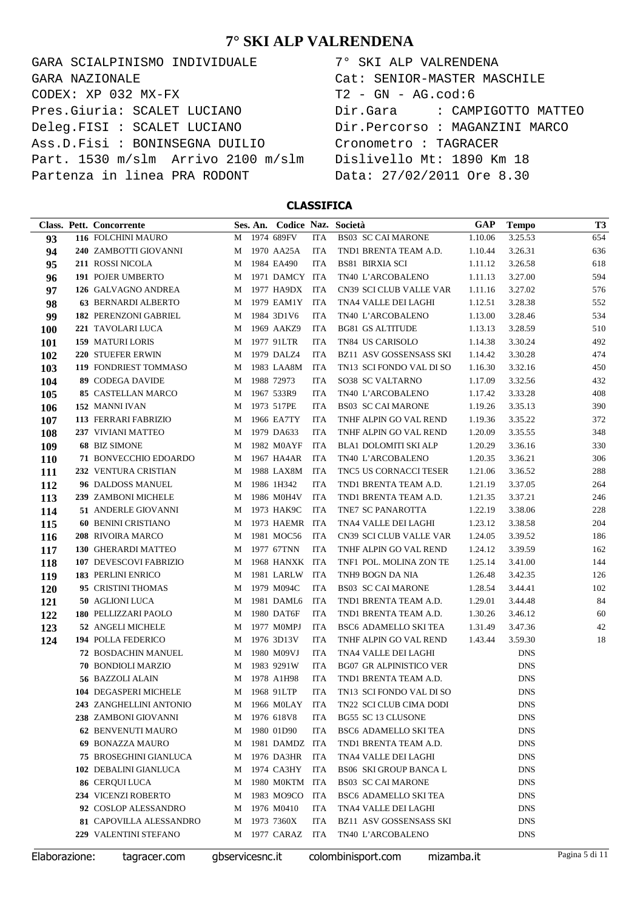# 7° SKI ALP VALRENDENA

GARA SCIALPINISMO INDIVIDUALE
GARA NAZIONALE
CODEX: XP 032 MX-FX
Pres.Giuria: SCALET LUCIANO
Deleg.FISI : SCALET LUCIANO
Ass.D.Fisi : BONINSEGNA DUILIO
Part. 1530 m/slm Arrivo 2100 m/slm
Partenza in linea PRA RODONT

7° SKI ALP VALRENDENA
Cat: SENIOR-MASTER MASCHILE
T2 - GN - AG.cod:6
Dir.Gara : CAMPIGOTTO MATTEO
Dir.Percorso : MAGANZINI MARCO
Cronometro : TAGRACER
Dislivello Mt: 1890 Km 18
Data: 27/02/2011 Ore 8.30

## CLASSIFICA

| Class. | Pett. | Concorrente | Ses. | An. | Codice | Naz. | Società | GAP | Tempo | T3 |
|---|---|---|---|---|---|---|---|---|---|---|
| 93 | 116 | FOLCHINI MAURO | M | 1974 | 689FV | ITA | BS03 SC CAI MARONE | 1.10.06 | 3.25.53 | 654 |
| 94 | 240 | ZAMBOTTI GIOVANNI | M | 1970 | AA25A | ITA | TND1 BRENTA TEAM A.D. | 1.10.44 | 3.26.31 | 636 |
| 95 | 211 | ROSSI NICOLA | M | 1984 | EA490 | ITA | BS81 BIRXIA SCI | 1.11.12 | 3.26.58 | 618 |
| 96 | 191 | POJER UMBERTO | M | 1971 | DAMCY | ITA | TN40 L'ARCOBALENO | 1.11.13 | 3.27.00 | 594 |
| 97 | 126 | GALVAGNO ANDREA | M | 1977 | HA9DX | ITA | CN39 SCI CLUB VALLE VAR | 1.11.16 | 3.27.02 | 576 |
| 98 | 63 | BERNARDI ALBERTO | M | 1979 | EAM1Y | ITA | TNA4 VALLE DEI LAGHI | 1.12.51 | 3.28.38 | 552 |
| 99 | 182 | PERENZONI GABRIEL | M | 1984 | 3D1V6 | ITA | TN40 L'ARCOBALENO | 1.13.00 | 3.28.46 | 534 |
| 100 | 221 | TAVOLARI LUCA | M | 1969 | AAKZ9 | ITA | BG81 GS ALTITUDE | 1.13.13 | 3.28.59 | 510 |
| 101 | 159 | MATURI LORIS | M | 1977 | 91LTR | ITA | TN84 US CARISOLO | 1.14.38 | 3.30.24 | 492 |
| 102 | 220 | STUEFER ERWIN | M | 1979 | DALZ4 | ITA | BZ11 ASV GOSSENSASS SKI | 1.14.42 | 3.30.28 | 474 |
| 103 | 119 | FONDRIEST TOMMASO | M | 1983 | LAA8M | ITA | TN13 SCI FONDO VAL DI SO | 1.16.30 | 3.32.16 | 450 |
| 104 | 89 | CODEGA DAVIDE | M | 1988 | 72973 | ITA | SO38 SC VALTARNO | 1.17.09 | 3.32.56 | 432 |
| 105 | 85 | CASTELLAN MARCO | M | 1967 | 533R9 | ITA | TN40 L'ARCOBALENO | 1.17.42 | 3.33.28 | 408 |
| 106 | 152 | MANNI IVAN | M | 1973 | 517PE | ITA | BS03 SC CAI MARONE | 1.19.26 | 3.35.13 | 390 |
| 107 | 113 | FERRARI FABRIZIO | M | 1966 | EA7TY | ITA | TNHF ALPIN GO VAL REND | 1.19.36 | 3.35.22 | 372 |
| 108 | 237 | VIVIANI MATTEO | M | 1979 | DA633 | ITA | TNHF ALPIN GO VAL REND | 1.20.09 | 3.35.55 | 348 |
| 109 | 68 | BIZ SIMONE | M | 1982 | M0AYF | ITA | BLA1 DOLOMITI SKI ALP | 1.20.29 | 3.36.16 | 330 |
| 110 | 71 | BONVECCHIO EDOARDO | M | 1967 | HA4AR | ITA | TN40 L'ARCOBALENO | 1.20.35 | 3.36.21 | 306 |
| 111 | 232 | VENTURA CRISTIAN | M | 1988 | LAX8M | ITA | TNC5 US CORNACCI TESER | 1.21.06 | 3.36.52 | 288 |
| 112 | 96 | DALDOSS MANUEL | M | 1986 | 1H342 | ITA | TND1 BRENTA TEAM A.D. | 1.21.19 | 3.37.05 | 264 |
| 113 | 239 | ZAMBONI MICHELE | M | 1986 | M0H4V | ITA | TND1 BRENTA TEAM A.D. | 1.21.35 | 3.37.21 | 246 |
| 114 | 51 | ANDERLE GIOVANNI | M | 1973 | HAK9C | ITA | TNE7 SC PANAROTTA | 1.22.19 | 3.38.06 | 228 |
| 115 | 60 | BENINI CRISTIANO | M | 1973 | HAEMR | ITA | TNA4 VALLE DEI LAGHI | 1.23.12 | 3.38.58 | 204 |
| 116 | 208 | RIVOIRA MARCO | M | 1981 | MOC56 | ITA | CN39 SCI CLUB VALLE VAR | 1.24.05 | 3.39.52 | 186 |
| 117 | 130 | GHERARDI MATTEO | M | 1977 | 67TNN | ITA | TNHF ALPIN GO VAL REND | 1.24.12 | 3.39.59 | 162 |
| 118 | 107 | DEVESCOVI FABRIZIO | M | 1968 | HANXK | ITA | TNF1 POL. MOLINA ZON TE | 1.25.14 | 3.41.00 | 144 |
| 119 | 183 | PERLINI ENRICO | M | 1981 | LARLW | ITA | TNH9 BOGN DA NIA | 1.26.48 | 3.42.35 | 126 |
| 120 | 95 | CRISTINI THOMAS | M | 1979 | M094C | ITA | BS03 SC CAI MARONE | 1.28.54 | 3.44.41 | 102 |
| 121 | 50 | AGLIONI LUCA | M | 1981 | DAML6 | ITA | TND1 BRENTA TEAM A.D. | 1.29.01 | 3.44.48 | 84 |
| 122 | 180 | PELLIZZARI PAOLO | M | 1980 | DAT6F | ITA | TND1 BRENTA TEAM A.D. | 1.30.26 | 3.46.12 | 60 |
| 123 | 52 | ANGELI MICHELE | M | 1977 | M0MPJ | ITA | BSC6 ADAMELLO SKI TEA | 1.31.49 | 3.47.36 | 42 |
| 124 | 194 | POLLA FEDERICO | M | 1976 | 3D13V | ITA | TNHF ALPIN GO VAL REND | 1.43.44 | 3.59.30 | 18 |
| | 72 | BOSDACHIN MANUEL | M | 1980 | M09VJ | ITA | TNA4 VALLE DEI LAGHI | | DNS | |
| | 70 | BONDIOLI MARZIO | M | 1983 | 9291W | ITA | BG07 GR ALPINISTICO VER | | DNS | |
| | 56 | BAZZOLI ALAIN | M | 1978 | A1H98 | ITA | TND1 BRENTA TEAM A.D. | | DNS | |
| | 104 | DEGASPERI MICHELE | M | 1968 | 91LTP | ITA | TN13 SCI FONDO VAL DI SO | | DNS | |
| | 243 | ZANGHELLINI ANTONIO | M | 1966 | M0LAY | ITA | TN22 SCI CLUB CIMA DODI | | DNS | |
| | 238 | ZAMBONI GIOVANNI | M | 1976 | 618V8 | ITA | BG55 SC 13 CLUSONE | | DNS | |
| | 62 | BENVENUTI MAURO | M | 1980 | 01D90 | ITA | BSC6 ADAMELLO SKI TEA | | DNS | |
| | 69 | BONAZZA MAURO | M | 1981 | DAMDZ | ITA | TND1 BRENTA TEAM A.D. | | DNS | |
| | 75 | BROSEGHINI GIANLUCA | M | 1976 | DA3HR | ITA | TNA4 VALLE DEI LAGHI | | DNS | |
| | 102 | DEBALINI GIANLUCA | M | 1974 | CA3HY | ITA | BS06 SKI GROUP BANCA L | | DNS | |
| | 86 | CERQUI LUCA | M | 1980 | M0KTM | ITA | BS03 SC CAI MARONE | | DNS | |
| | 234 | VICENZI ROBERTO | M | 1983 | MO9CO | ITA | BSC6 ADAMELLO SKI TEA | | DNS | |
| | 92 | COSLOP ALESSANDRO | M | 1976 | M0410 | ITA | TNA4 VALLE DEI LAGHI | | DNS | |
| | 81 | CAPOVILLA ALESSANDRO | M | 1973 | 7360X | ITA | BZ11 ASV GOSSENSASS SKI | | DNS | |
| | 229 | VALENTINI STEFANO | M | 1977 | CARAZ | ITA | TN40 L'ARCOBALENO | | DNS | |

Elaborazione: tagracer.com gbservicesnc.it colombinisport.com mizamba.it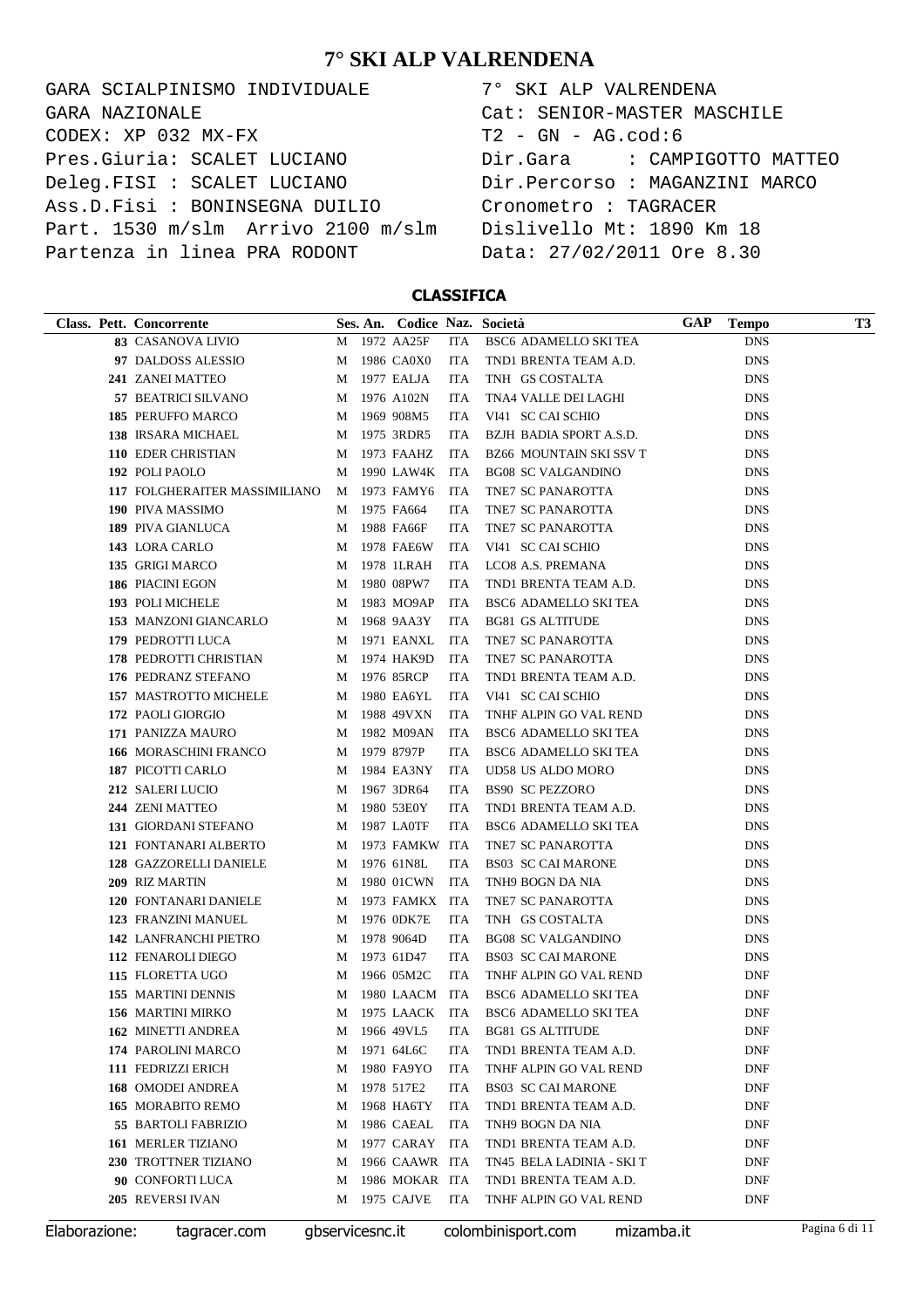# 7° SKI ALP VALRENDENA

GARA SCIALPINISMO INDIVIDUALE
GARA NAZIONALE
CODEX: XP 032 MX-FX
Pres.Giuria: SCALET LUCIANO
Deleg.FISI : SCALET LUCIANO
Ass.D.Fisi : BONINSEGNA DUILIO
Part. 1530 m/slm  Arrivo 2100 m/slm
Partenza in linea PRA RODONT

7° SKI ALP VALRENDENA
Cat: SENIOR-MASTER MASCHILE
T2 - GN - AG.cod:6
Dir.Gara     : CAMPIGOTTO MATTEO
Dir.Percorso : MAGANZINI MARCO
Cronometro : TAGRACER
Dislivello Mt: 1890 Km 18
Data: 27/02/2011 Ore 8.30

## CLASSIFICA

| Class. | Pett. | Concorrente | Ses. | An. | Codice | Naz. | Società | GAP | Tempo | T3 |
|---|---|---|---|---|---|---|---|---|---|---|
| | 83 | CASANOVA LIVIO | M | 1972 | AA25F | ITA | BSC6 ADAMELLO SKI TEA | | DNS | |
| | 97 | DALDOSS ALESSIO | M | 1986 | CA0X0 | ITA | TND1 BRENTA TEAM A.D. | | DNS | |
| | 241 | ZANEI MATTEO | M | 1977 | EALJA | ITA | TNH GS COSTALTA | | DNS | |
| | 57 | BEATRICI SILVANO | M | 1976 | A102N | ITA | TNA4 VALLE DEI LAGHI | | DNS | |
| | 185 | PERUFFO MARCO | M | 1969 | 908M5 | ITA | VI41 SC CAI SCHIO | | DNS | |
| | 138 | IRSARA MICHAEL | M | 1975 | 3RDR5 | ITA | BZJH BADIA SPORT A.S.D. | | DNS | |
| | 110 | EDER CHRISTIAN | M | 1973 | FAAHZ | ITA | BZ66 MOUNTAIN SKI SSV T | | DNS | |
| | 192 | POLI PAOLO | M | 1990 | LAW4K | ITA | BG08 SC VALGANDINO | | DNS | |
| | 117 | FOLGHERAITER MASSIMILIANO | M | 1973 | FAMY6 | ITA | TNE7 SC PANAROTTA | | DNS | |
| | 190 | PIVA MASSIMO | M | 1975 | FA664 | ITA | TNE7 SC PANAROTTA | | DNS | |
| | 189 | PIVA GIANLUCA | M | 1988 | FA66F | ITA | TNE7 SC PANAROTTA | | DNS | |
| | 143 | LORA CARLO | M | 1978 | FAE6W | ITA | VI41 SC CAI SCHIO | | DNS | |
| | 135 | GRIGI MARCO | M | 1978 | 1LRAH | ITA | LCO8 A.S. PREMANA | | DNS | |
| | 186 | PIACINI EGON | M | 1980 | 08PW7 | ITA | TND1 BRENTA TEAM A.D. | | DNS | |
| | 193 | POLI MICHELE | M | 1983 | MO9AP | ITA | BSC6 ADAMELLO SKI TEA | | DNS | |
| | 153 | MANZONI GIANCARLO | M | 1968 | 9AA3Y | ITA | BG81 GS ALTITUDE | | DNS | |
| | 179 | PEDROTTI LUCA | M | 1971 | EANXL | ITA | TNE7 SC PANAROTTA | | DNS | |
| | 178 | PEDROTTI CHRISTIAN | M | 1974 | HAK9D | ITA | TNE7 SC PANAROTTA | | DNS | |
| | 176 | PEDRANZ STEFANO | M | 1976 | 85RCP | ITA | TND1 BRENTA TEAM A.D. | | DNS | |
| | 157 | MASTROTTO MICHELE | M | 1980 | EA6YL | ITA | VI41 SC CAI SCHIO | | DNS | |
| | 172 | PAOLI GIORGIO | M | 1988 | 49VXN | ITA | TNHF ALPIN GO VAL REND | | DNS | |
| | 171 | PANIZZA MAURO | M | 1982 | M09AN | ITA | BSC6 ADAMELLO SKI TEA | | DNS | |
| | 166 | MORASCHINI FRANCO | M | 1979 | 8797P | ITA | BSC6 ADAMELLO SKI TEA | | DNS | |
| | 187 | PICOTTI CARLO | M | 1984 | EA3NY | ITA | UD58 US ALDO MORO | | DNS | |
| | 212 | SALERI LUCIO | M | 1967 | 3DR64 | ITA | BS90 SC PEZZORO | | DNS | |
| | 244 | ZENI MATTEO | M | 1980 | 53E0Y | ITA | TND1 BRENTA TEAM A.D. | | DNS | |
| | 131 | GIORDANI STEFANO | M | 1987 | LA0TF | ITA | BSC6 ADAMELLO SKI TEA | | DNS | |
| | 121 | FONTANARI ALBERTO | M | 1973 | FAMKW | ITA | TNE7 SC PANAROTTA | | DNS | |
| | 128 | GAZZORELLI DANIELE | M | 1976 | 61N8L | ITA | BS03 SC CAI MARONE | | DNS | |
| | 209 | RIZ MARTIN | M | 1980 | 01CWN | ITA | TNH9 BOGN DA NIA | | DNS | |
| | 120 | FONTANARI DANIELE | M | 1973 | FAMKX | ITA | TNE7 SC PANAROTTA | | DNS | |
| | 123 | FRANZINI MANUEL | M | 1976 | 0DK7E | ITA | TNH GS COSTALTA | | DNS | |
| | 142 | LANFRANCHI PIETRO | M | 1978 | 9064D | ITA | BG08 SC VALGANDINO | | DNS | |
| | 112 | FENAROLI DIEGO | M | 1973 | 61D47 | ITA | BS03 SC CAI MARONE | | DNS | |
| | 115 | FLORETTA UGO | M | 1966 | 05M2C | ITA | TNHF ALPIN GO VAL REND | | DNF | |
| | 155 | MARTINI DENNIS | M | 1980 | LAACM | ITA | BSC6 ADAMELLO SKI TEA | | DNF | |
| | 156 | MARTINI MIRKO | M | 1975 | LAACK | ITA | BSC6 ADAMELLO SKI TEA | | DNF | |
| | 162 | MINETTI ANDREA | M | 1966 | 49VL5 | ITA | BG81 GS ALTITUDE | | DNF | |
| | 174 | PAROLINI MARCO | M | 1971 | 64L6C | ITA | TND1 BRENTA TEAM A.D. | | DNF | |
| | 111 | FEDRIZZI ERICH | M | 1980 | FA9YO | ITA | TNHF ALPIN GO VAL REND | | DNF | |
| | 168 | OMODEI ANDREA | M | 1978 | 517E2 | ITA | BS03 SC CAI MARONE | | DNF | |
| | 165 | MORABITO REMO | M | 1968 | HA6TY | ITA | TND1 BRENTA TEAM A.D. | | DNF | |
| | 55 | BARTOLI FABRIZIO | M | 1986 | CAEAL | ITA | TNH9 BOGN DA NIA | | DNF | |
| | 161 | MERLER TIZIANO | M | 1977 | CARAY | ITA | TND1 BRENTA TEAM A.D. | | DNF | |
| | 230 | TROTTNER TIZIANO | M | 1966 | CAAWR | ITA | TN45 BELA LADINIA - SKI T | | DNF | |
| | 90 | CONFORTI LUCA | M | 1986 | MOKAR | ITA | TND1 BRENTA TEAM A.D. | | DNF | |
| | 205 | REVERSI IVAN | M | 1975 | CAJVE | ITA | TNHF ALPIN GO VAL REND | | DNF | |

Elaborazione: tagracer.com gbservicesnc.it colombinisport.com mizamba.it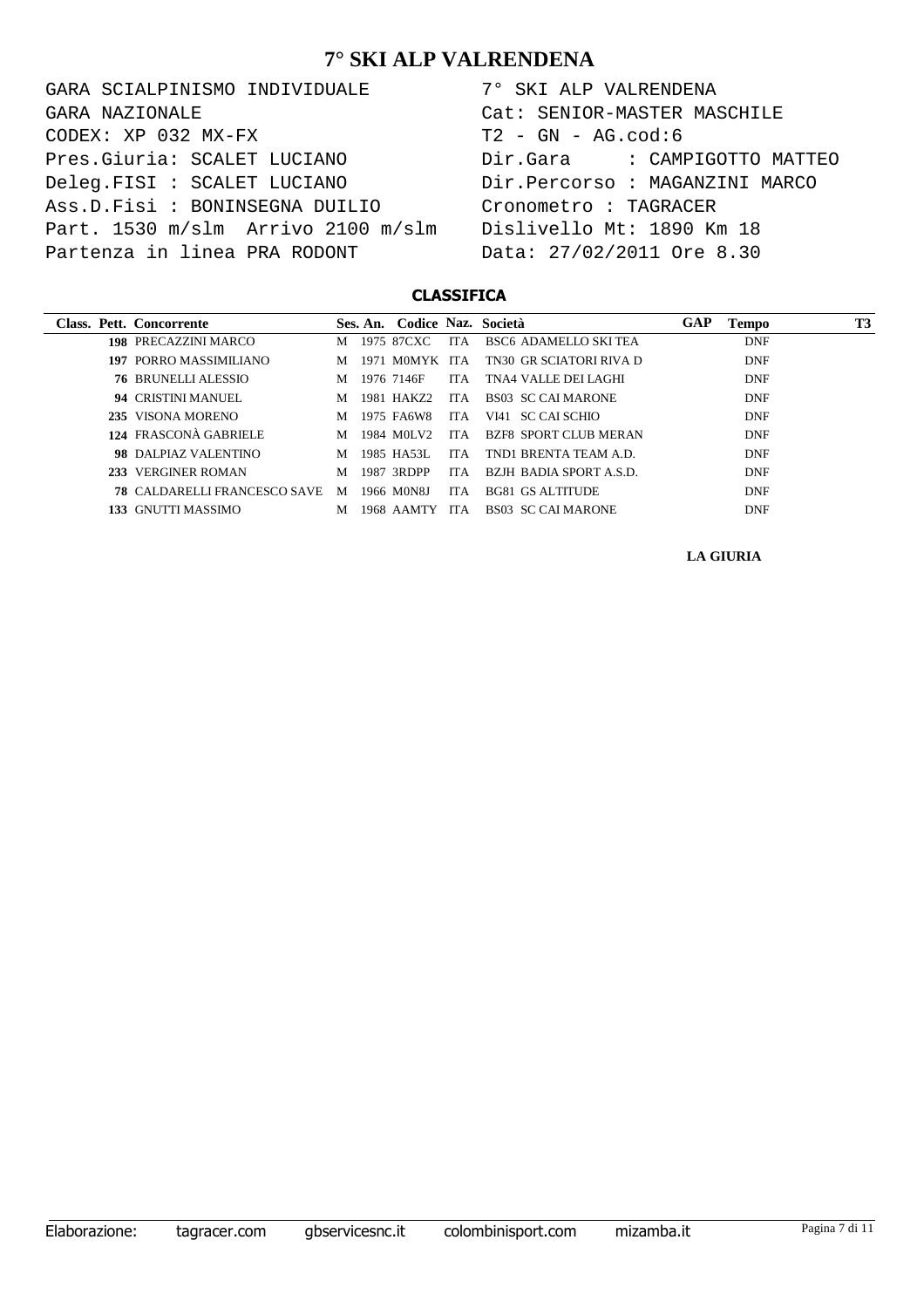# 7° SKI ALP VALRENDENA

GARA SCIALPINISMO INDIVIDUALE
GARA NAZIONALE
CODEX: XP 032 MX-FX
Pres.Giuria: SCALET LUCIANO
Deleg.FISI : SCALET LUCIANO
Ass.D.Fisi : BONINSEGNA DUILIO
Part. 1530 m/slm  Arrivo 2100 m/slm
Partenza in linea PRA RODONT

7° SKI ALP VALRENDENA
Cat: SENIOR-MASTER MASCHILE
T2 - GN - AG.cod:6
Dir.Gara      : CAMPIGOTTO MATTEO
Dir.Percorso : MAGANZINI MARCO
Cronometro : TAGRACER
Dislivello Mt: 1890 Km 18
Data: 27/02/2011 Ore 8.30

## CLASSIFICA

| Class. | Pett. | Concorrente | Ses. | An. | Codice | Naz. | Società | GAP | Tempo | T3 |
|---|---|---|---|---|---|---|---|---|---|---|
| | 198 | PRECAZZINI MARCO | M | 1975 | 87CXC | ITA | BSC6 ADAMELLO SKI TEA | | DNF | |
| | 197 | PORRO MASSIMILIANO | M | 1971 | M0MYK | ITA | TN30 GR SCIATORI RIVA D | | DNF | |
| | 76 | BRUNELLI ALESSIO | M | 1976 | 7146F | ITA | TNA4 VALLE DEI LAGHI | | DNF | |
| | 94 | CRISTINI MANUEL | M | 1981 | HAKZ2 | ITA | BS03 SC CAI MARONE | | DNF | |
| | 235 | VISONA MORENO | M | 1975 | FA6W8 | ITA | VI41 SC CAI SCHIO | | DNF | |
| | 124 | FRASCONÀ GABRIELE | M | 1984 | M0LV2 | ITA | BZF8 SPORT CLUB MERAN | | DNF | |
| | 98 | DALPIAZ VALENTINO | M | 1985 | HA53L | ITA | TND1 BRENTA TEAM A.D. | | DNF | |
| | 233 | VERGINER ROMAN | M | 1987 | 3RDPP | ITA | BZJH BADIA SPORT A.S.D. | | DNF | |
| | 78 | CALDARELLI FRANCESCO SAVE | M | 1966 | M0N8J | ITA | BG81 GS ALTITUDE | | DNF | |
| | 133 | GNUTTI MASSIMO | M | 1968 | AAMTY | ITA | BS03 SC CAI MARONE | | DNF | |

**LA GIURIA**

Elaborazione: tagracer.com gbservicesnc.it colombinisport.com mizamba.it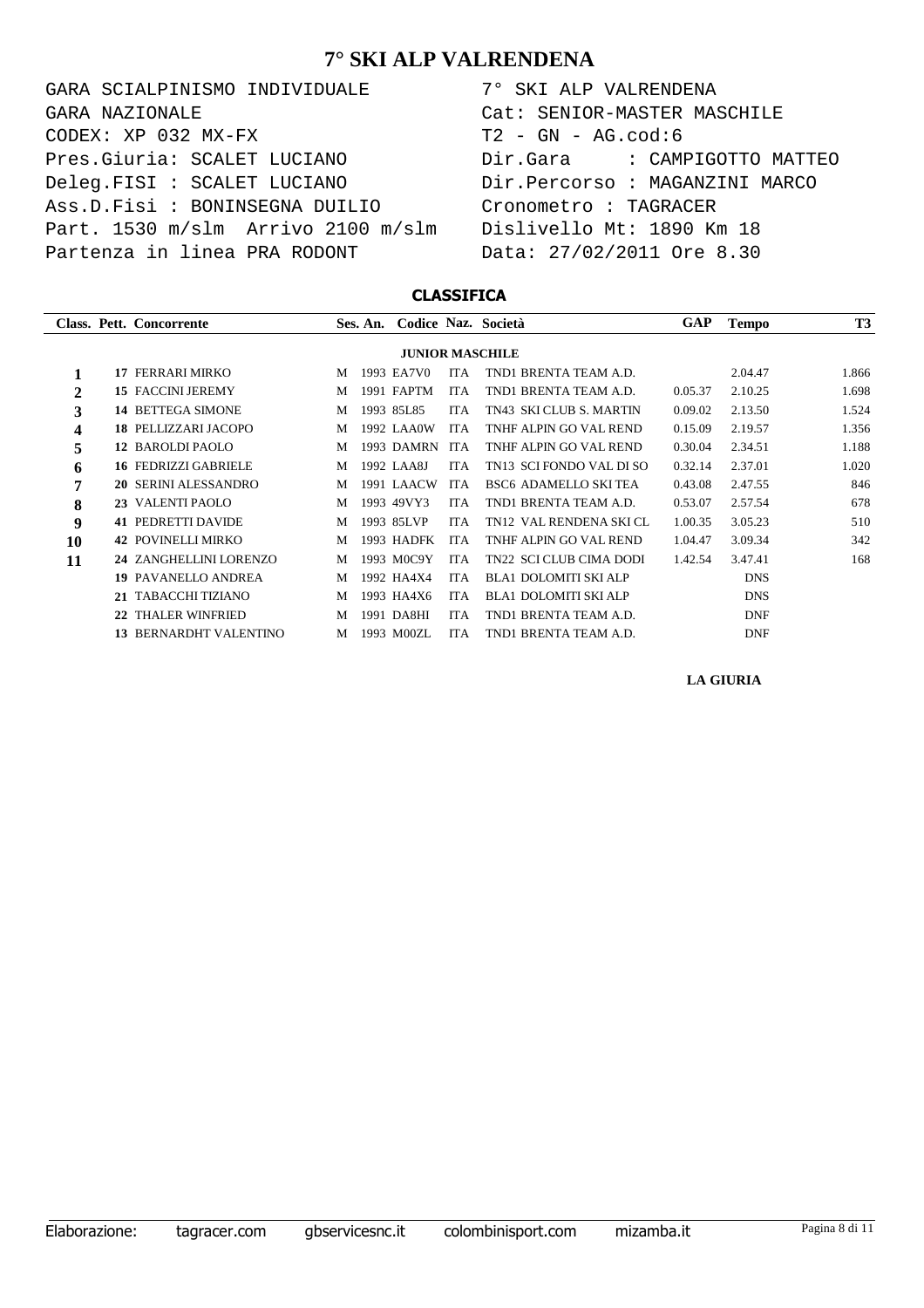# 7° SKI ALP VALRENDENA

GARA SCIALPINISMO INDIVIDUALE
GARA NAZIONALE
CODEX: XP 032 MX-FX
Pres.Giuria: SCALET LUCIANO
Deleg.FISI : SCALET LUCIANO
Ass.D.Fisi : BONINSEGNA DUILIO
Part. 1530 m/slm Arrivo 2100 m/slm
Partenza in linea PRA RODONT

7° SKI ALP VALRENDENA
Cat: SENIOR-MASTER MASCHILE
T2 - GN - AG.cod:6
Dir.Gara : CAMPIGOTTO MATTEO
Dir.Percorso : MAGANZINI MARCO
Cronometro : TAGRACER
Dislivello Mt: 1890 Km 18
Data: 27/02/2011 Ore 8.30

## CLASSIFICA

| Class. | Pett. | Concorrente | Ses. | An. | Codice | Naz. | Società | GAP | Tempo | T3 |
|---|---|---|---|---|---|---|---|---|---|---|
| | | | | | **JUNIOR MASCHILE** | | | | | |
| **1** | **17** | FERRARI MIRKO | M | 1993 | EA7V0 | ITA | TND1 BRENTA TEAM A.D. | | 2.04.47 | 1.866 |
| **2** | **15** | FACCINI JEREMY | M | 1991 | FAPTM | ITA | TND1 BRENTA TEAM A.D. | 0.05.37 | 2.10.25 | 1.698 |
| **3** | **14** | BETTEGA SIMONE | M | 1993 | 85L85 | ITA | TN43 SKI CLUB S. MARTIN | 0.09.02 | 2.13.50 | 1.524 |
| **4** | **18** | PELLIZZARI JACOPO | M | 1992 | LAA0W | ITA | TNHF ALPIN GO VAL REND | 0.15.09 | 2.19.57 | 1.356 |
| **5** | **12** | BAROLDI PAOLO | M | 1993 | DAMRN | ITA | TNHF ALPIN GO VAL REND | 0.30.04 | 2.34.51 | 1.188 |
| **6** | **16** | FEDRIZZI GABRIELE | M | 1992 | LAA8J | ITA | TN13 SCI FONDO VAL DI SO | 0.32.14 | 2.37.01 | 1.020 |
| **7** | **20** | SERINI ALESSANDRO | M | 1991 | LAACW | ITA | BSC6 ADAMELLO SKI TEA | 0.43.08 | 2.47.55 | 846 |
| **8** | **23** | VALENTI PAOLO | M | 1993 | 49VY3 | ITA | TND1 BRENTA TEAM A.D. | 0.53.07 | 2.57.54 | 678 |
| **9** | **41** | PEDRETTI DAVIDE | M | 1993 | 85LVP | ITA | TN12 VAL RENDENA SKI CL | 1.00.35 | 3.05.23 | 510 |
| **10** | **42** | POVINELLI MIRKO | M | 1993 | HADFK | ITA | TNHF ALPIN GO VAL REND | 1.04.47 | 3.09.34 | 342 |
| **11** | **24** | ZANGHELLINI LORENZO | M | 1993 | M0C9Y | ITA | TN22 SCI CLUB CIMA DODI | 1.42.54 | 3.47.41 | 168 |
| | **19** | PAVANELLO ANDREA | M | 1992 | HA4X4 | ITA | BLA1 DOLOMITI SKI ALP | | DNS | |
| | **21** | TABACCHI TIZIANO | M | 1993 | HA4X6 | ITA | BLA1 DOLOMITI SKI ALP | | DNS | |
| | **22** | THALER WINFRIED | M | 1991 | DA8HI | ITA | TND1 BRENTA TEAM A.D. | | DNF | |
| | **13** | BERNARDHT VALENTINO | M | 1993 | M00ZL | ITA | TND1 BRENTA TEAM A.D. | | DNF | |

**LA GIURIA**

Elaborazione: tagracer.com gbservicesnc.it colombinisport.com mizamba.it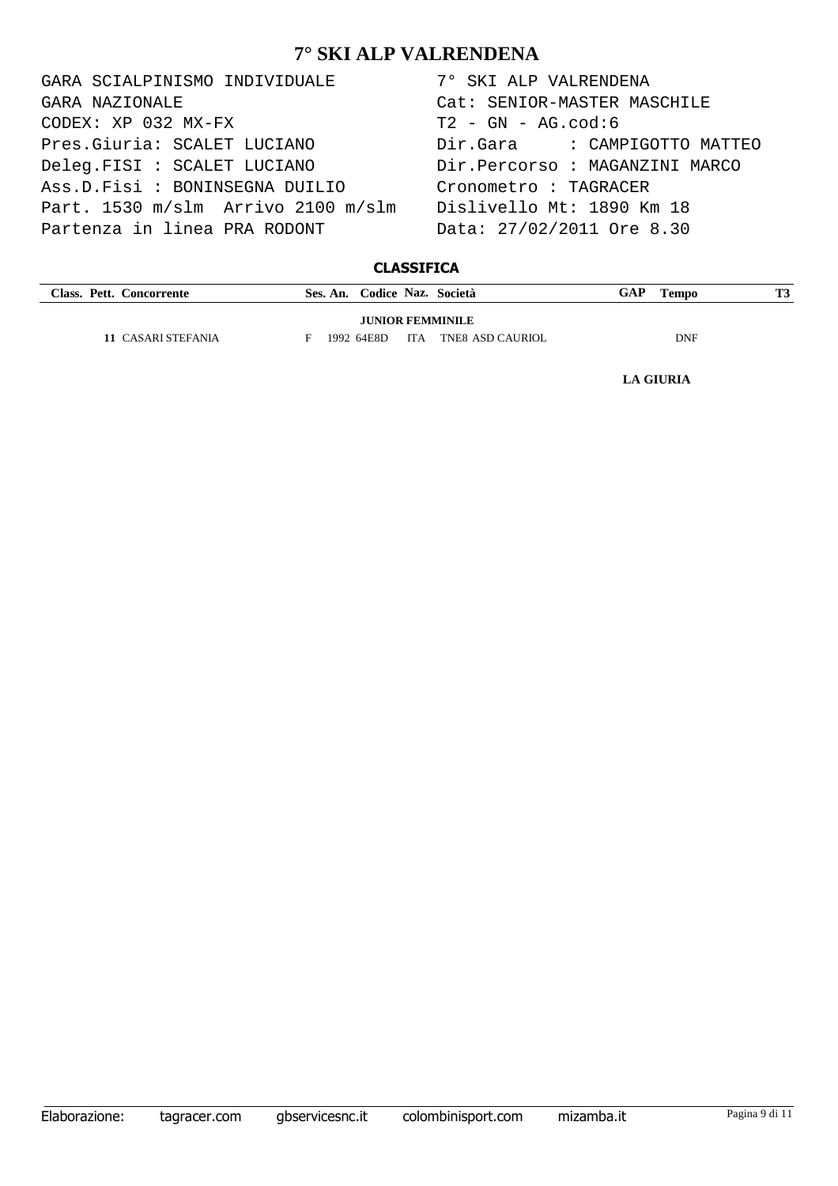# 7° SKI ALP VALRENDENA

GARA SCIALPINISMO INDIVIDUALE
GARA NAZIONALE
CODEX: XP 032 MX-FX
Pres.Giuria: SCALET LUCIANO
Deleg.FISI : SCALET LUCIANO
Ass.D.Fisi : BONINSEGNA DUILIO
Part. 1530 m/slm Arrivo 2100 m/slm
Partenza in linea PRA RODONT

7° SKI ALP VALRENDENA
Cat: SENIOR-MASTER MASCHILE
T2 - GN - AG.cod:6
Dir.Gara : CAMPIGOTTO MATTEO
Dir.Percorso : MAGANZINI MARCO
Cronometro : TAGRACER
Dislivello Mt: 1890 Km 18
Data: 27/02/2011 Ore 8.30

## CLASSIFICA

| Class. | Pett. | Concorrente | Ses. | An. | Codice | Naz. | Società | GAP | Tempo | T3 |
|---|---|---|---|---|---|---|---|---|---|---|
| | | | | | **JUNIOR FEMMINILE** | | | | | |
| | **11** | CASARI STEFANIA | F | 1992 | 64E8D | ITA | TNE8 ASD CAURIOL | | DNF | |

**LA GIURIA**

Elaborazione: tagracer.com gbservicesnc.it colombinisport.com mizamba.it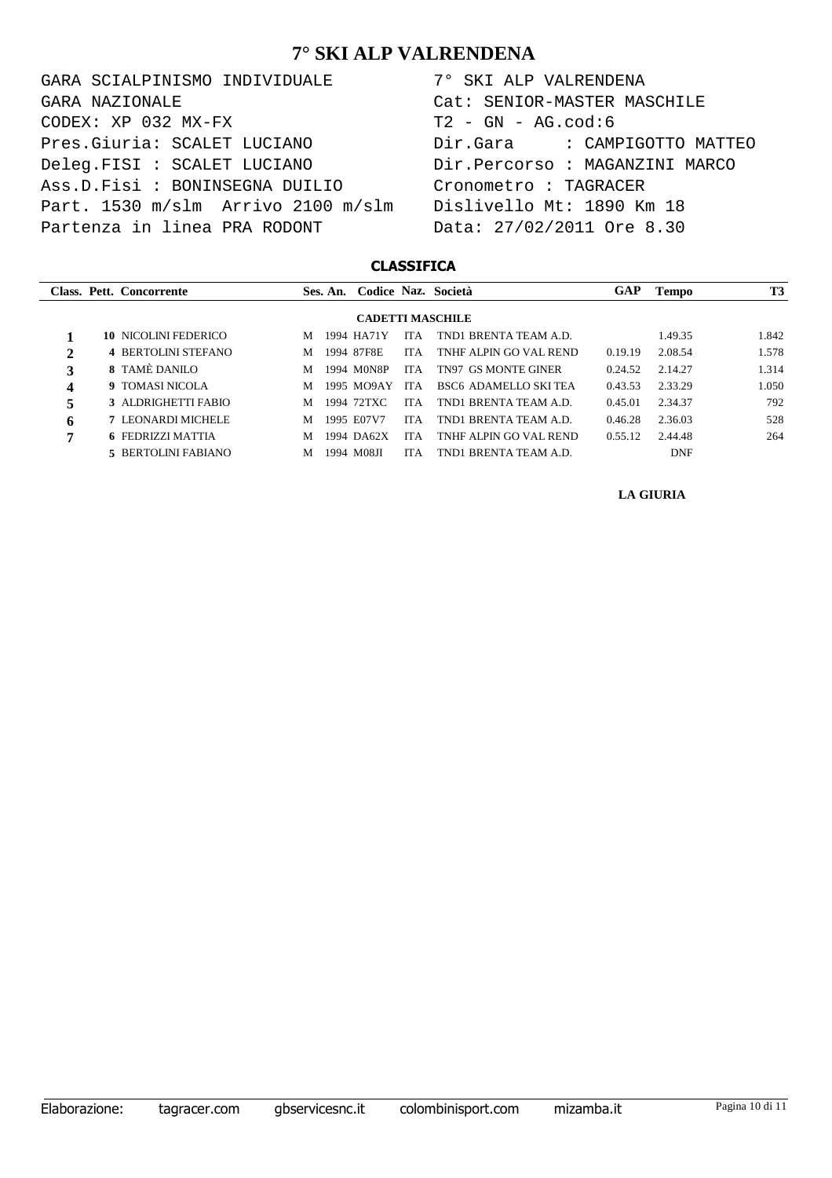# 7° SKI ALP VALRENDENA

GARA SCIALPINISMO INDIVIDUALE
GARA NAZIONALE
CODEX: XP 032 MX-FX
Pres.Giuria: SCALET LUCIANO
Deleg.FISI : SCALET LUCIANO
Ass.D.Fisi : BONINSEGNA DUILIO
Part. 1530 m/slm Arrivo 2100 m/slm
Partenza in linea PRA RODONT

7° SKI ALP VALRENDENA
Cat: SENIOR-MASTER MASCHILE
T2 - GN - AG.cod:6
Dir.Gara : CAMPIGOTTO MATTEO
Dir.Percorso : MAGANZINI MARCO
Cronometro : TAGRACER
Dislivello Mt: 1890 Km 18
Data: 27/02/2011 Ore 8.30

## CLASSIFICA

| Class. | Pett. | Concorrente | Ses. | An. | Codice | Naz. | Società | GAP | Tempo | T3 |
|---|---|---|---|---|---|---|---|---|---|---|
| | | **CADETTI MASCHILE** | | | | | | | | |
| 1 | 10 | NICOLINI FEDERICO | M | 1994 | HA71Y | ITA | TND1 BRENTA TEAM A.D. | | 1.49.35 | 1.842 |
| 2 | 4 | BERTOLINI STEFANO | M | 1994 | 87F8E | ITA | TNHF ALPIN GO VAL REND | 0.19.19 | 2.08.54 | 1.578 |
| 3 | 8 | TAMÈ DANILO | M | 1994 | M0N8P | ITA | TN97 GS MONTE GINER | 0.24.52 | 2.14.27 | 1.314 |
| 4 | 9 | TOMASI NICOLA | M | 1995 | MO9AY | ITA | BSC6 ADAMELLO SKI TEA | 0.43.53 | 2.33.29 | 1.050 |
| 5 | 3 | ALDRIGHETTI FABIO | M | 1994 | 72TXC | ITA | TND1 BRENTA TEAM A.D. | 0.45.01 | 2.34.37 | 792 |
| 6 | 7 | LEONARDI MICHELE | M | 1995 | E07V7 | ITA | TND1 BRENTA TEAM A.D. | 0.46.28 | 2.36.03 | 528 |
| 7 | 6 | FEDRIZZI MATTIA | M | 1994 | DA62X | ITA | TNHF ALPIN GO VAL REND | 0.55.12 | 2.44.48 | 264 |
| | 5 | BERTOLINI FABIANO | M | 1994 | M08JI | ITA | TND1 BRENTA TEAM A.D. | | DNF | |

**LA GIURIA**

Elaborazione: tagracer.com gbservicesnc.it colombinisport.com mizamba.it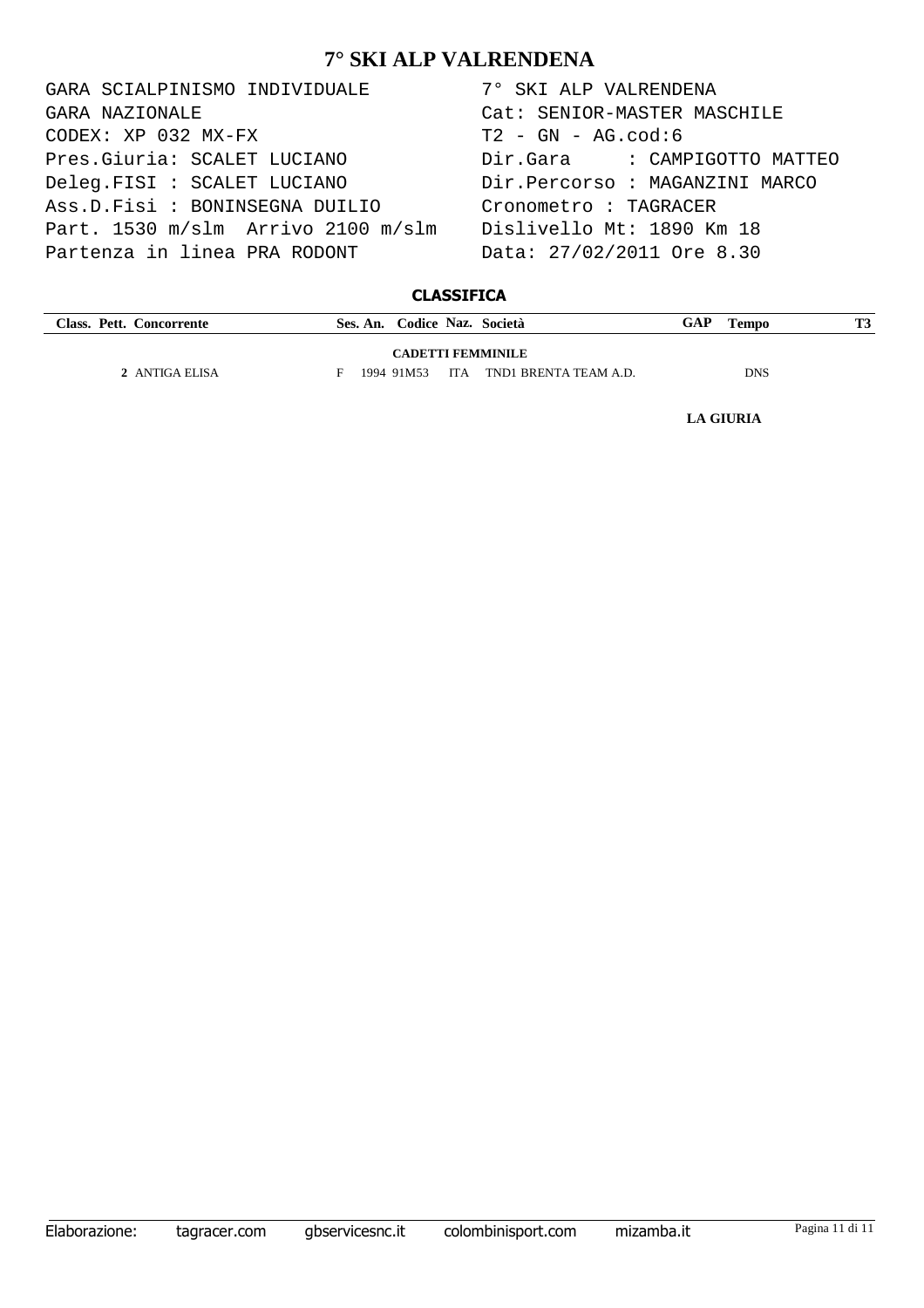# 7° SKI ALP VALRENDENA

GARA SCIALPINISMO INDIVIDUALE
GARA NAZIONALE
CODEX: XP 032 MX-FX
Pres.Giuria: SCALET LUCIANO
Deleg.FISI : SCALET LUCIANO
Ass.D.Fisi : BONINSEGNA DUILIO
Part. 1530 m/slm Arrivo 2100 m/slm
Partenza in linea PRA RODONT

7° SKI ALP VALRENDENA
Cat: SENIOR-MASTER MASCHILE
T2 - GN - AG.cod:6
Dir.Gara : CAMPIGOTTO MATTEO
Dir.Percorso : MAGANZINI MARCO
Cronometro : TAGRACER
Dislivello Mt: 1890 Km 18
Data: 27/02/2011 Ore 8.30

## CLASSIFICA

| Class. | Pett. | Concorrente | Ses. | An. | Codice | Naz. | Società | GAP | Tempo | T3 |
|---|---|---|---|---|---|---|---|---|---|---|
| | | **CADETTI FEMMINILE** | | | | | | | | |
| | 2 | ANTIGA ELISA | F | 1994 | 91M53 | ITA | TND1 BRENTA TEAM A.D. | | DNS | |

**LA GIURIA**

Elaborazione: tagracer.com gbservicesnc.it colombinisport.com mizamba.it